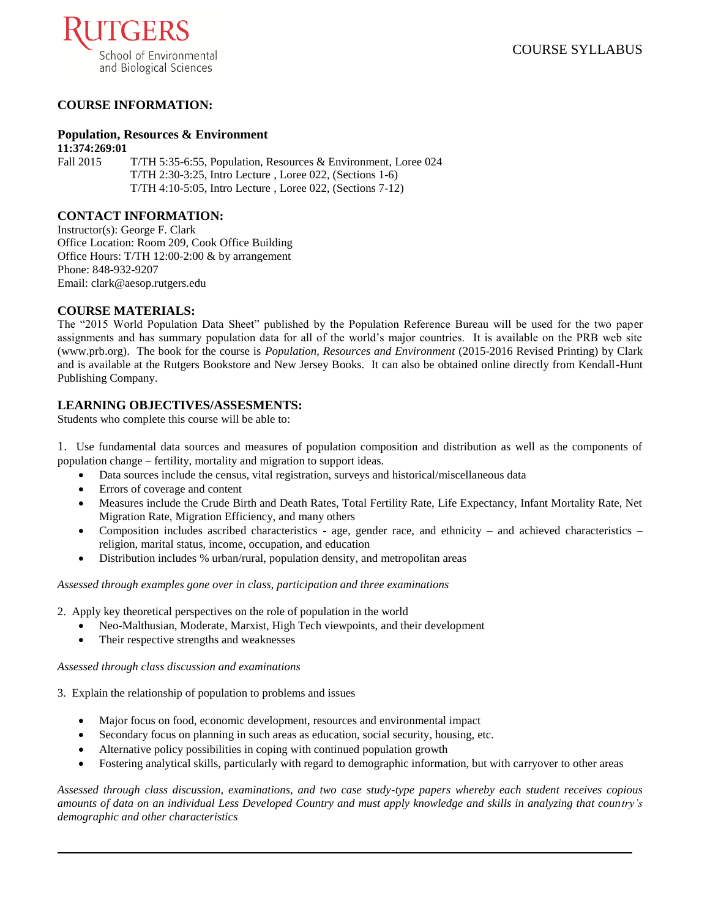RUTGERS
School of Environmental
and Biological Sciences

COURSE SYLLABUS

## COURSE INFORMATION:

### Population, Resources & Environment

**11:374:269:01**

Fall 2015 T/TH 5:35-6:55, Population, Resources & Environment, Loree 024
T/TH 2:30-3:25, Intro Lecture , Loree 022, (Sections 1-6)
T/TH 4:10-5:05, Intro Lecture , Loree 022, (Sections 7-12)

## CONTACT INFORMATION:

Instructor(s): George F. Clark
Office Location: Room 209, Cook Office Building
Office Hours: T/TH 12:00-2:00 & by arrangement
Phone: 848-932-9207
Email: clark@aesop.rutgers.edu

## COURSE MATERIALS:

The "2015 World Population Data Sheet" published by the Population Reference Bureau will be used for the two paper assignments and has summary population data for all of the world's major countries. It is available on the PRB web site (www.prb.org). The book for the course is *Population, Resources and Environment* (2015-2016 Revised Printing) by Clark and is available at the Rutgers Bookstore and New Jersey Books. It can also be obtained online directly from Kendall-Hunt Publishing Company.

## LEARNING OBJECTIVES/ASSESMENTS:

Students who complete this course will be able to:

1. Use fundamental data sources and measures of population composition and distribution as well as the components of population change – fertility, mortality and migration to support ideas.
   - Data sources include the census, vital registration, surveys and historical/miscellaneous data
   - Errors of coverage and content
   - Measures include the Crude Birth and Death Rates, Total Fertility Rate, Life Expectancy, Infant Mortality Rate, Net Migration Rate, Migration Efficiency, and many others
   - Composition includes ascribed characteristics - age, gender race, and ethnicity – and achieved characteristics – religion, marital status, income, occupation, and education
   - Distribution includes % urban/rural, population density, and metropolitan areas

*Assessed through examples gone over in class, participation and three examinations*

2. Apply key theoretical perspectives on the role of population in the world
   - Neo-Malthusian, Moderate, Marxist, High Tech viewpoints, and their development
   - Their respective strengths and weaknesses

*Assessed through class discussion and examinations*

3. Explain the relationship of population to problems and issues
   - Major focus on food, economic development, resources and environmental impact
   - Secondary focus on planning in such areas as education, social security, housing, etc.
   - Alternative policy possibilities in coping with continued population growth
   - Fostering analytical skills, particularly with regard to demographic information, but with carryover to other areas

*Assessed through class discussion, examinations, and two case study-type papers whereby each student receives copious amounts of data on an individual Less Developed Country and must apply knowledge and skills in analyzing that country's demographic and other characteristics*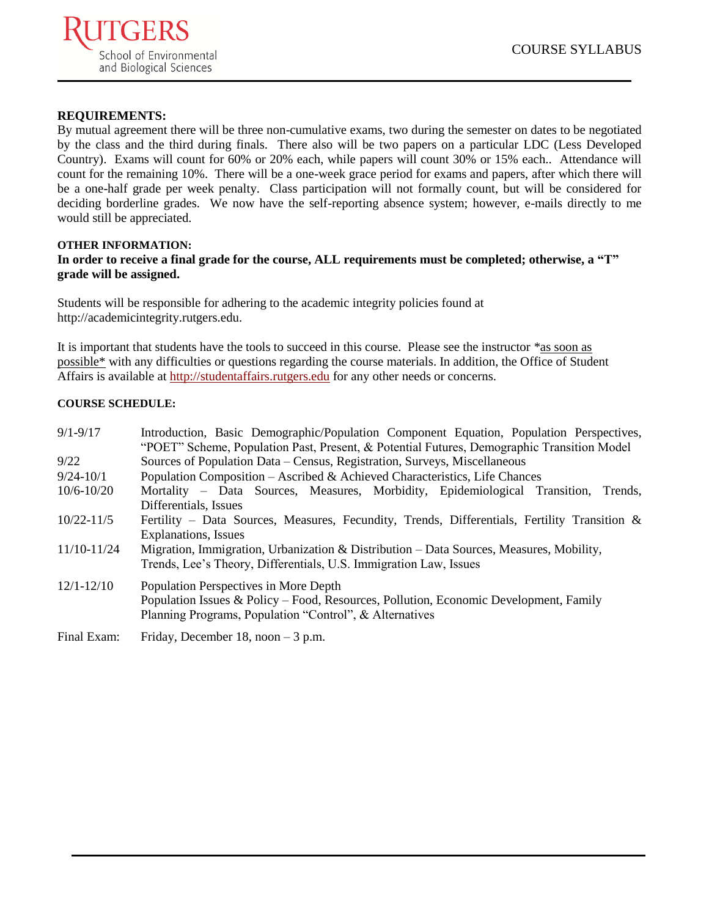**REQUIREMENTS:**

By mutual agreement there will be three non-cumulative exams, two during the semester on dates to be negotiated by the class and the third during finals. There also will be two papers on a particular LDC (Less Developed Country). Exams will count for 60% or 20% each, while papers will count 30% or 15% each.. Attendance will count for the remaining 10%. There will be a one-week grace period for exams and papers, after which there will be a one-half grade per week penalty. Class participation will not formally count, but will be considered for deciding borderline grades. We now have the self-reporting absence system; however, e-mails directly to me would still be appreciated.

**OTHER INFORMATION:**

**In order to receive a final grade for the course, ALL requirements must be completed; otherwise, a "T" grade will be assigned.**

Students will be responsible for adhering to the academic integrity policies found at http://academicintegrity.rutgers.edu.

It is important that students have the tools to succeed in this course. Please see the instructor *as soon as possible* with any difficulties or questions regarding the course materials. In addition, the Office of Student Affairs is available at http://studentaffairs.rutgers.edu for any other needs or concerns.

**COURSE SCHEDULE:**

| | |
|---|---|
| 9/1-9/17 | Introduction, Basic Demographic/Population Component Equation, Population Perspectives, "POET" Scheme, Population Past, Present, & Potential Futures, Demographic Transition Model |
| 9/22 | Sources of Population Data – Census, Registration, Surveys, Miscellaneous |
| 9/24-10/1 | Population Composition – Ascribed & Achieved Characteristics, Life Chances |
| 10/6-10/20 | Mortality – Data Sources, Measures, Morbidity, Epidemiological Transition, Trends, Differentials, Issues |
| 10/22-11/5 | Fertility – Data Sources, Measures, Fecundity, Trends, Differentials, Fertility Transition & Explanations, Issues |
| 11/10-11/24 | Migration, Immigration, Urbanization & Distribution – Data Sources, Measures, Mobility, Trends, Lee's Theory, Differentials, U.S. Immigration Law, Issues |
| 12/1-12/10 | Population Perspectives in More Depth<br>Population Issues & Policy – Food, Resources, Pollution, Economic Development, Family Planning Programs, Population "Control", & Alternatives |
| Final Exam: | Friday, December 18, noon – 3 p.m. |